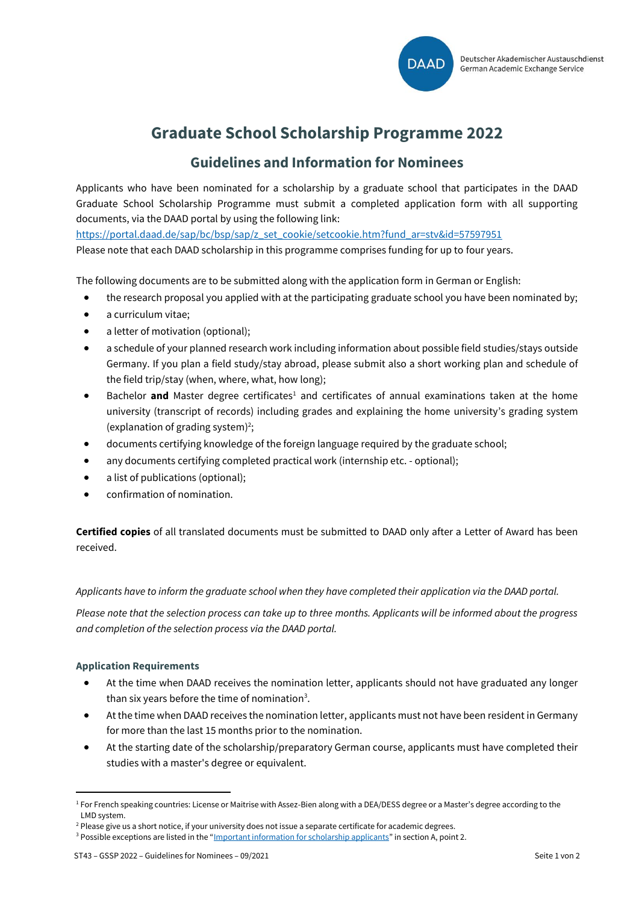# Graduate School Scholarship Programme 2022

## Guidelines and Information for Nominees

Applicants who have been nominated for a scholarship by a graduate school that participates in the DAAD Graduate School Scholarship Programme must submit a completed application form with all supporting documents, via the DAAD portal by using the following link:

https://portal.daad.de/sap/bc/bsp/sap/z_set_cookie/setcookie.htm?fund_ar=stv&id=57597951

Please note that each DAAD scholarship in this programme comprises funding for up to four years.

The following documents are to be submitted along with the application form in German or English:

- the research proposal you applied with at the participating graduate school you have been nominated by;
- a curriculum vitae;
- a letter of motivation (optional);
- a schedule of your planned research work including information about possible field studies/stays outside Germany. If you plan a field study/stay abroad, please submit also a short working plan and schedule of the field trip/stay (when, where, what, how long);
- Bachelor **and** Master degree certificates[1] and certificates of annual examinations taken at the home university (transcript of records) including grades and explaining the home university's grading system (explanation of grading system)[2];
- documents certifying knowledge of the foreign language required by the graduate school;
- any documents certifying completed practical work (internship etc. - optional);
- a list of publications (optional);
- confirmation of nomination.

**Certified copies** of all translated documents must be submitted to DAAD only after a Letter of Award has been received.

*Applicants have to inform the graduate school when they have completed their application via the DAAD portal.*

*Please note that the selection process can take up to three months. Applicants will be informed about the progress and completion of the selection process via the DAAD portal.*

**Application Requirements**

- At the time when DAAD receives the nomination letter, applicants should not have graduated any longer than six years before the time of nomination[3].
- At the time when DAAD receives the nomination letter, applicants must not have been resident in Germany for more than the last 15 months prior to the nomination.
- At the starting date of the scholarship/preparatory German course, applicants must have completed their studies with a master's degree or equivalent.

---

[1] For French speaking countries: License or Maitrise with Assez-Bien along with a DEA/DESS degree or a Master's degree according to the LMD system.

[2] Please give us a short notice, if your university does not issue a separate certificate for academic degrees.

[3] Possible exceptions are listed in the "Important information for scholarship applicants" in section A, point 2.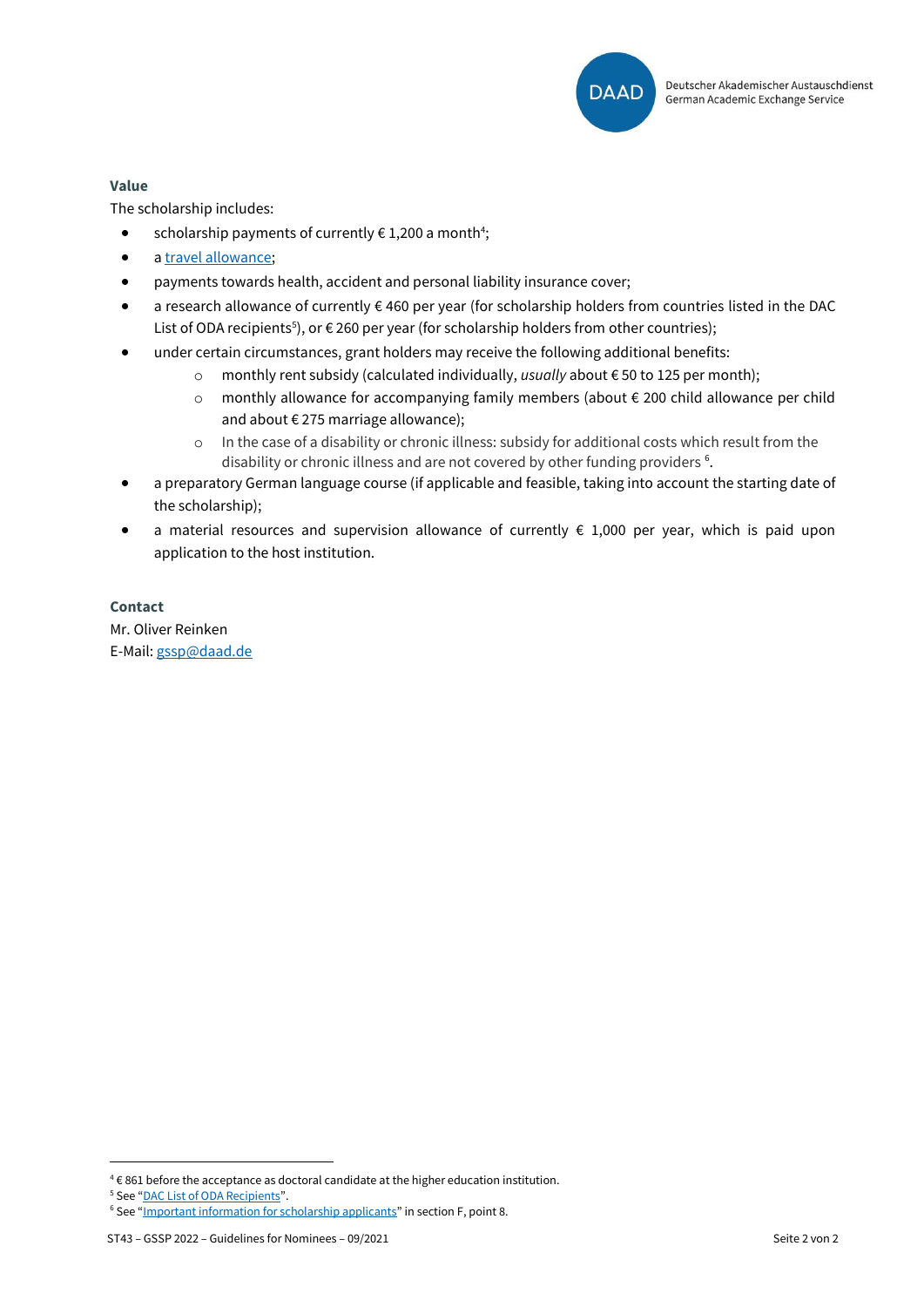**Value**

The scholarship includes:

- scholarship payments of currently € 1,200 a month[4];
- a travel allowance;
- payments towards health, accident and personal liability insurance cover;
- a research allowance of currently € 460 per year (for scholarship holders from countries listed in the DAC List of ODA recipients[5]), or € 260 per year (for scholarship holders from other countries);
- under certain circumstances, grant holders may receive the following additional benefits:
    - monthly rent subsidy (calculated individually, *usually* about € 50 to 125 per month);
    - monthly allowance for accompanying family members (about € 200 child allowance per child and about € 275 marriage allowance);
    - In the case of a disability or chronic illness: subsidy for additional costs which result from the disability or chronic illness and are not covered by other funding providers [6].
- a preparatory German language course (if applicable and feasible, taking into account the starting date of the scholarship);
- a material resources and supervision allowance of currently € 1,000 per year, which is paid upon application to the host institution.

**Contact**

Mr. Oliver Reinken
E-Mail: gssp@daad.de

---

[4] € 861 before the acceptance as doctoral candidate at the higher education institution.
[5] See "DAC List of ODA Recipients".
[6] See "Important information for scholarship applicants" in section F, point 8.